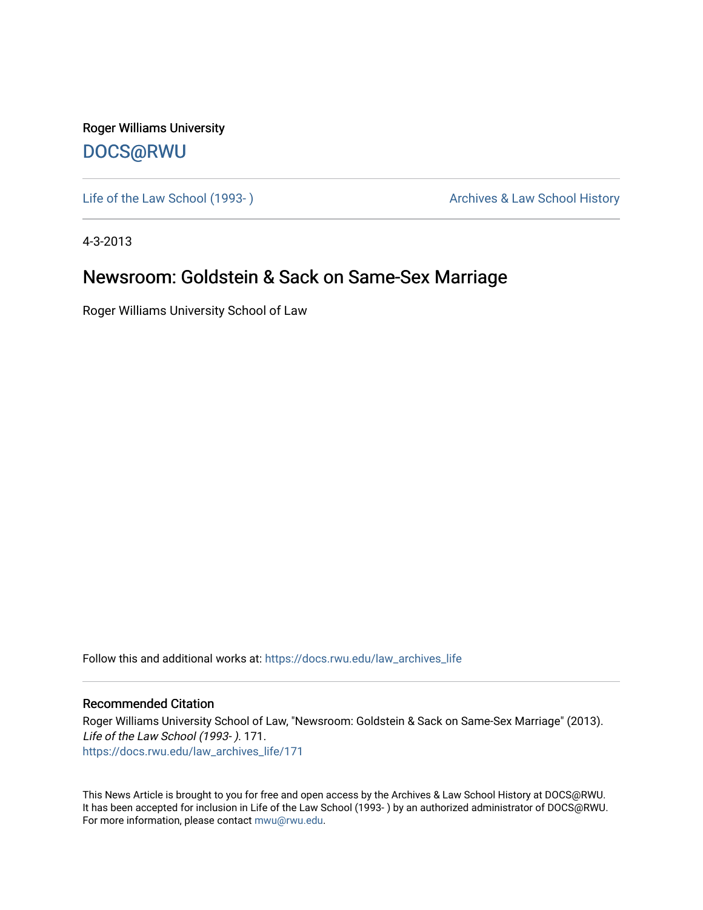Roger Williams University

DOCS@RWU

Life of the Law School (1993- )

Archives & Law School History

4-3-2013

# Newsroom: Goldstein & Sack on Same-Sex Marriage

Roger Williams University School of Law

Follow this and additional works at: https://docs.rwu.edu/law_archives_life

## Recommended Citation

Roger Williams University School of Law, "Newsroom: Goldstein & Sack on Same-Sex Marriage" (2013). *Life of the Law School (1993- )*. 171.
https://docs.rwu.edu/law_archives_life/171

This News Article is brought to you for free and open access by the Archives & Law School History at DOCS@RWU. It has been accepted for inclusion in Life of the Law School (1993- ) by an authorized administrator of DOCS@RWU. For more information, please contact mwu@rwu.edu.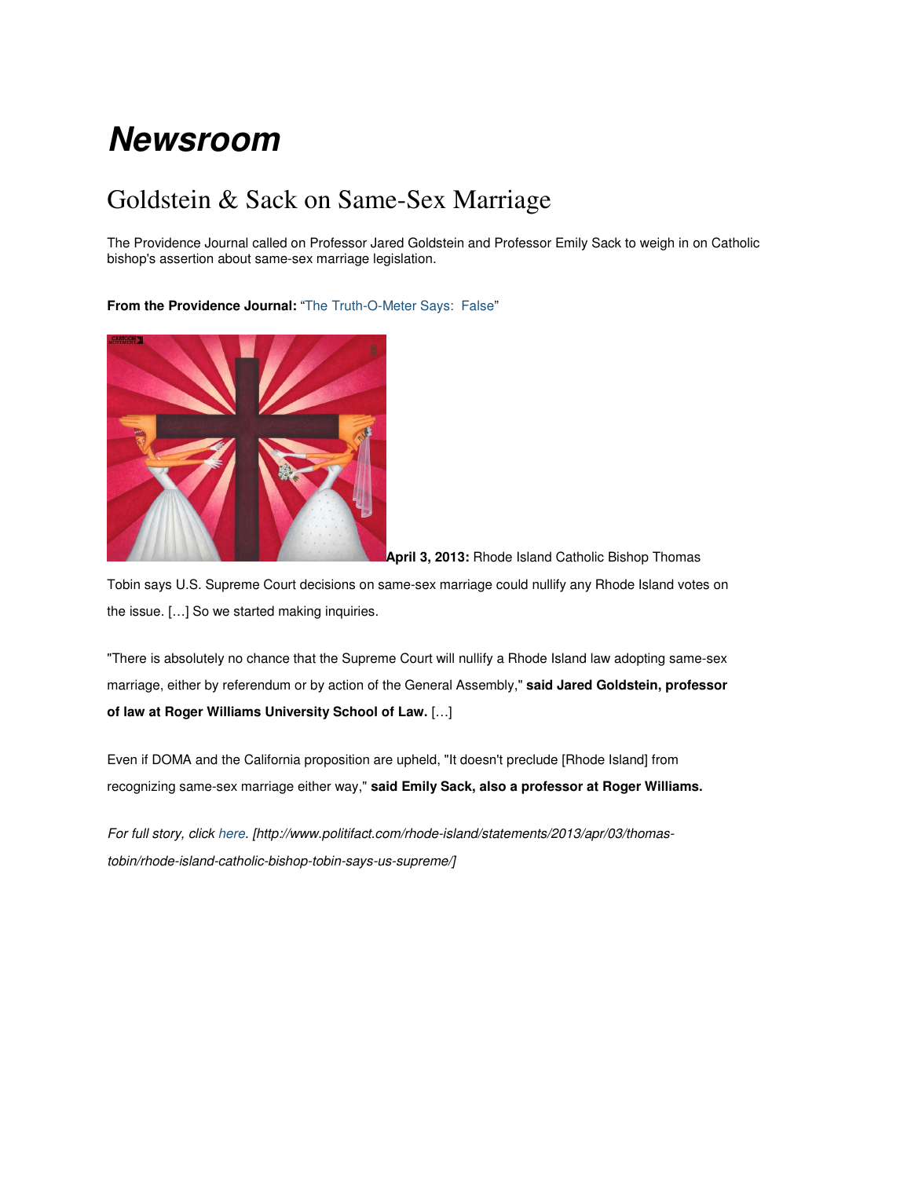# *Newsroom*

## Goldstein & Sack on Same-Sex Marriage

The Providence Journal called on Professor Jared Goldstein and Professor Emily Sack to weigh in on Catholic bishop's assertion about same-sex marriage legislation.

**From the Providence Journal:** "The Truth-O-Meter Says: False"

**April 3, 2013:** Rhode Island Catholic Bishop Thomas Tobin says U.S. Supreme Court decisions on same-sex marriage could nullify any Rhode Island votes on the issue. […] So we started making inquiries.

"There is absolutely no chance that the Supreme Court will nullify a Rhode Island law adopting same-sex marriage, either by referendum or by action of the General Assembly," **said Jared Goldstein, professor of law at Roger Williams University School of Law.** […]

Even if DOMA and the California proposition are upheld, "It doesn't preclude [Rhode Island] from recognizing same-sex marriage either way," **said Emily Sack, also a professor at Roger Williams.**

*For full story, click here. [http://www.politifact.com/rhode-island/statements/2013/apr/03/thomas-tobin/rhode-island-catholic-bishop-tobin-says-us-supreme/]*